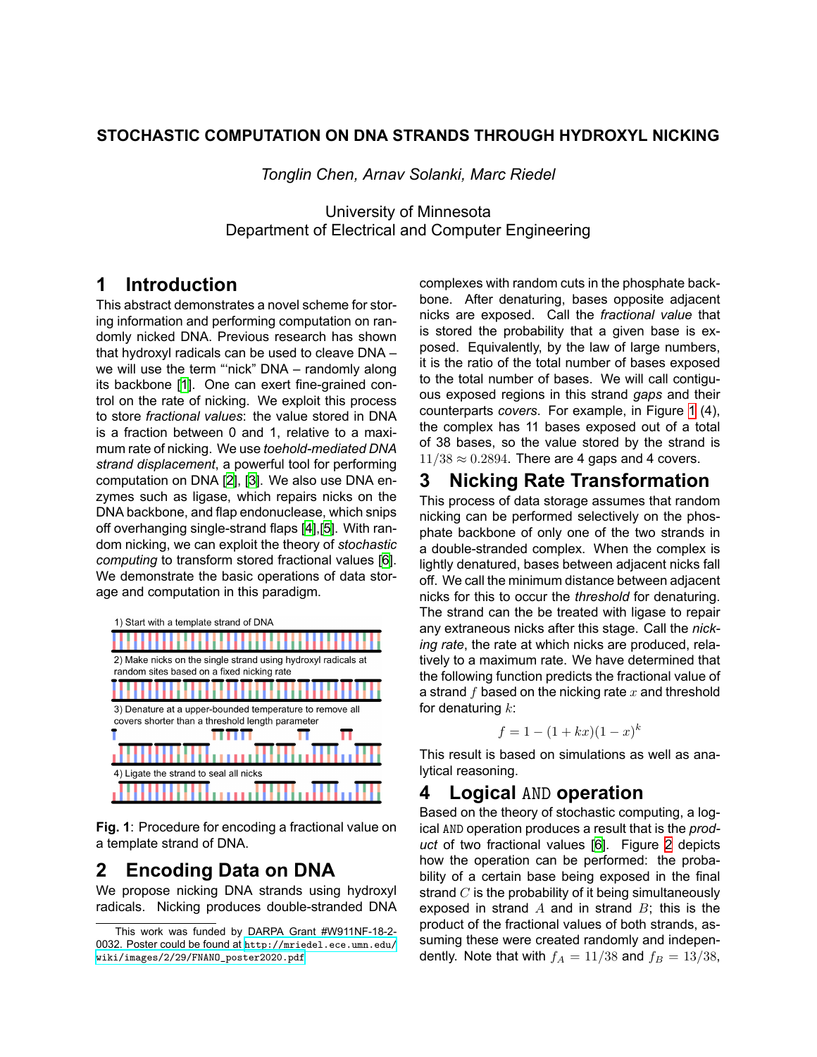# STOCHASTIC COMPUTATION ON DNA STRANDS THROUGH HYDROXYL NICKING

*Tonglin Chen, Arnav Solanki, Marc Riedel*

University of Minnesota
Department of Electrical and Computer Engineering

## 1 Introduction

This abstract demonstrates a novel scheme for storing information and performing computation on randomly nicked DNA. Previous research has shown that hydroxyl radicals can be used to cleave DNA – we will use the term "'nick" DNA – randomly along its backbone [1]. One can exert fine-grained control on the rate of nicking. We exploit this process to store *fractional values*: the value stored in DNA is a fraction between 0 and 1, relative to a maximum rate of nicking. We use *toehold-mediated DNA strand displacement*, a powerful tool for performing computation on DNA [2], [3]. We also use DNA enzymes such as ligase, which repairs nicks on the DNA backbone, and flap endonuclease, which snips off overhanging single-strand flaps [4],[5]. With random nicking, we can exploit the theory of *stochastic computing* to transform stored fractional values [6]. We demonstrate the basic operations of data storage and computation in this paradigm.

1) Start with a template strand of DNA

2) Make nicks on the single strand using hydroxyl radicals at random sites based on a fixed nicking rate

3) Denature at a upper-bounded temperature to remove all covers shorter than a threshold length parameter

4) Ligate the strand to seal all nicks

**Fig. 1**: Procedure for encoding a fractional value on a template strand of DNA.

## 2 Encoding Data on DNA

We propose nicking DNA strands using hydroxyl radicals. Nicking produces double-stranded DNA complexes with random cuts in the phosphate backbone. After denaturing, bases opposite adjacent nicks are exposed. Call the *fractional value* that is stored the probability that a given base is exposed. Equivalently, by the law of large numbers, it is the ratio of the total number of bases exposed to the total number of bases. We will call contiguous exposed regions in this strand *gaps* and their counterparts *covers*. For example, in Figure 1 (4), the complex has 11 bases exposed out of a total of 38 bases, so the value stored by the strand is $11/38 \approx 0.2894$. There are 4 gaps and 4 covers.

## 3 Nicking Rate Transformation

This process of data storage assumes that random nicking can be performed selectively on the phosphate backbone of only one of the two strands in a double-stranded complex. When the complex is lightly denatured, bases between adjacent nicks fall off. We call the minimum distance between adjacent nicks for this to occur the *threshold* for denaturing. The strand can the be treated with ligase to repair any extraneous nicks after this stage. Call the *nicking rate*, the rate at which nicks are produced, relatively to a maximum rate. We have determined that the following function predicts the fractional value of a strand $f$ based on the nicking rate $x$ and threshold for denaturing $k$:

$$f = 1 - (1 + kx)(1 - x)^k$$

This result is based on simulations as well as analytical reasoning.

## 4 Logical AND operation

Based on the theory of stochastic computing, a logical AND operation produces a result that is the *product* of two fractional values [6]. Figure 2 depicts how the operation can be performed: the probability of a certain base being exposed in the final strand $C$ is the probability of it being simultaneously exposed in strand $A$ and in strand $B$; this is the product of the fractional values of both strands, assuming these were created randomly and independently. Note that with $f_A = 11/38$ and $f_B = 13/38$,

This work was funded by DARPA Grant #W911NF-18-2-0032. Poster could be found at http://mriedel.ece.umn.edu/wiki/images/2/29/FNANO_poster2020.pdf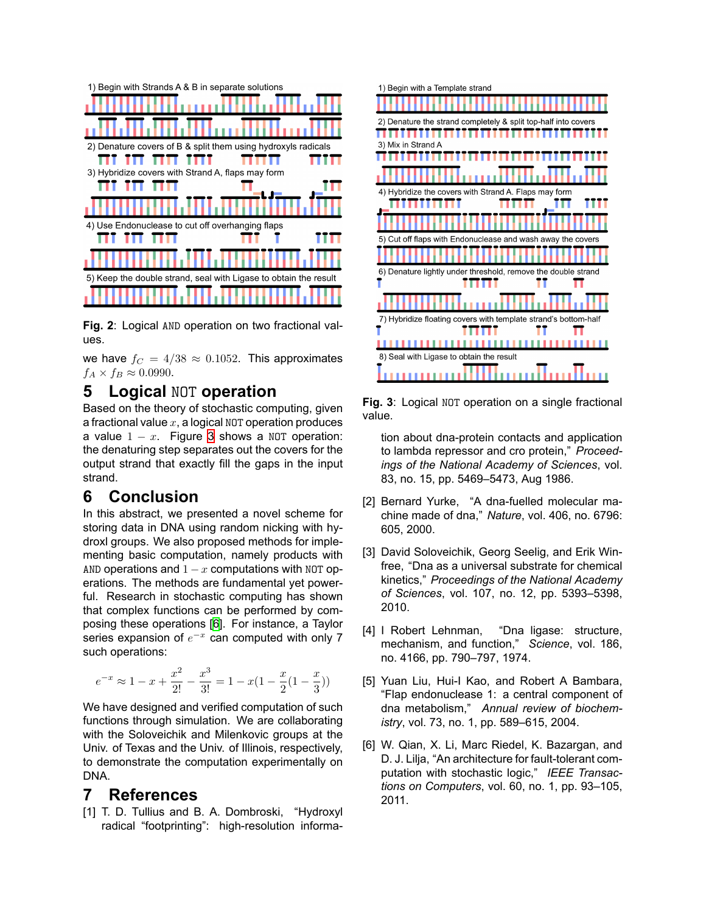1) Begin with Strands A & B in separate solutions

2) Denature covers of B & split them using hydroxyls radicals

3) Hybridize covers with Strand A, flaps may form

4) Use Endonuclease to cut off overhanging flaps

5) Keep the double strand, seal with Ligase to obtain the result

**Fig. 2**: Logical AND operation on two fractional values.

we have $f_C = 4/38 \approx 0.1052$. This approximates $f_A \times f_B \approx 0.0990$.

## 5 Logical NOT operation

Based on the theory of stochastic computing, given a fractional value $x$, a logical NOT operation produces a value $1 - x$. Figure 3 shows a NOT operation: the denaturing step separates out the covers for the output strand that exactly fill the gaps in the input strand.

## 6 Conclusion

In this abstract, we presented a novel scheme for storing data in DNA using random nicking with hydroxl groups. We also proposed methods for implementing basic computation, namely products with AND operations and $1 - x$ computations with NOT operations. The methods are fundamental yet powerful. Research in stochastic computing has shown that complex functions can be performed by composing these operations [6]. For instance, a Taylor series expansion of $e^{-x}$ can computed with only 7 such operations:

$$e^{-x} \approx 1 - x + \frac{x^2}{2!} - \frac{x^3}{3!} = 1 - x(1 - \frac{x}{2}(1 - \frac{x}{3}))$$

We have designed and verified computation of such functions through simulation. We are collaborating with the Soloveichik and Milenkovic groups at the Univ. of Texas and the Univ. of Illinois, respectively, to demonstrate the computation experimentally on DNA.

1) Begin with a Template strand

2) Denature the strand completely & split top-half into covers

3) Mix in Strand A

4) Hybridize the covers with Strand A. Flaps may form

5) Cut off flaps with Endonuclease and wash away the covers

6) Denature lightly under threshold, remove the double strand

7) Hybridize floating covers with template strand's bottom-half

8) Seal with Ligase to obtain the result

**Fig. 3**: Logical NOT operation on a single fractional value.

## 7 References

[1] T. D. Tullius and B. A. Dombroski, "Hydroxyl radical "footprinting": high-resolution information about dna-protein contacts and application to lambda repressor and cro protein," *Proceedings of the National Academy of Sciences*, vol. 83, no. 15, pp. 5469–5473, Aug 1986.

[2] Bernard Yurke, "A dna-fuelled molecular machine made of dna," *Nature*, vol. 406, no. 6796: 605, 2000.

[3] David Soloveichik, Georg Seelig, and Erik Winfree, "Dna as a universal substrate for chemical kinetics," *Proceedings of the National Academy of Sciences*, vol. 107, no. 12, pp. 5393–5398, 2010.

[4] I Robert Lehnman, "Dna ligase: structure, mechanism, and function," *Science*, vol. 186, no. 4166, pp. 790–797, 1974.

[5] Yuan Liu, Hui-I Kao, and Robert A Bambara, "Flap endonuclease 1: a central component of dna metabolism," *Annual review of biochemistry*, vol. 73, no. 1, pp. 589–615, 2004.

[6] W. Qian, X. Li, Marc Riedel, K. Bazargan, and D. J. Lilja, "An architecture for fault-tolerant computation with stochastic logic," *IEEE Transactions on Computers*, vol. 60, no. 1, pp. 93–105, 2011.